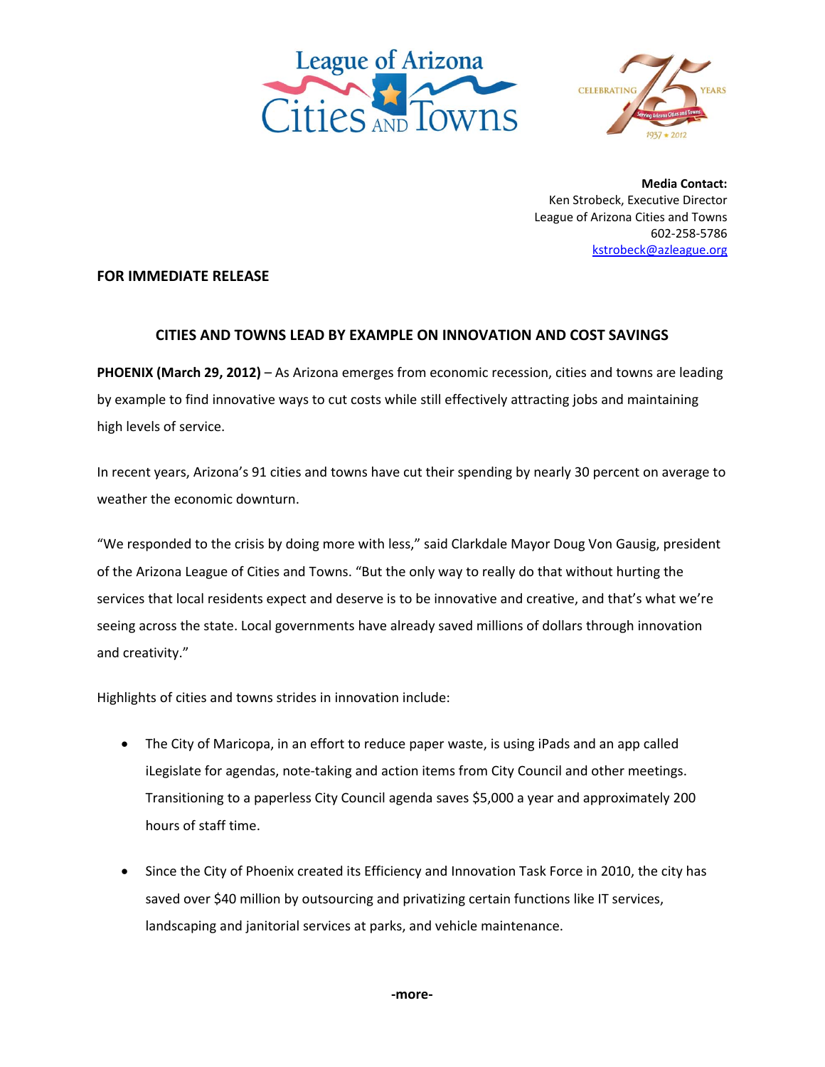League of Arizona Cities and Towns

CELEBRATING 75 YEARS — Serving Arizona Cities and Towns — 1937 ★ 2012

**Media Contact:**
Ken Strobeck, Executive Director
League of Arizona Cities and Towns
602-258-5786
kstrobeck@azleague.org

**FOR IMMEDIATE RELEASE**

## CITIES AND TOWNS LEAD BY EXAMPLE ON INNOVATION AND COST SAVINGS

**PHOENIX (March 29, 2012)** – As Arizona emerges from economic recession, cities and towns are leading by example to find innovative ways to cut costs while still effectively attracting jobs and maintaining high levels of service.

In recent years, Arizona's 91 cities and towns have cut their spending by nearly 30 percent on average to weather the economic downturn.

"We responded to the crisis by doing more with less," said Clarkdale Mayor Doug Von Gausig, president of the Arizona League of Cities and Towns. "But the only way to really do that without hurting the services that local residents expect and deserve is to be innovative and creative, and that's what we're seeing across the state. Local governments have already saved millions of dollars through innovation and creativity."

Highlights of cities and towns strides in innovation include:

- The City of Maricopa, in an effort to reduce paper waste, is using iPads and an app called iLegislate for agendas, note-taking and action items from City Council and other meetings. Transitioning to a paperless City Council agenda saves $5,000 a year and approximately 200 hours of staff time.
- Since the City of Phoenix created its Efficiency and Innovation Task Force in 2010, the city has saved over $40 million by outsourcing and privatizing certain functions like IT services, landscaping and janitorial services at parks, and vehicle maintenance.

-more-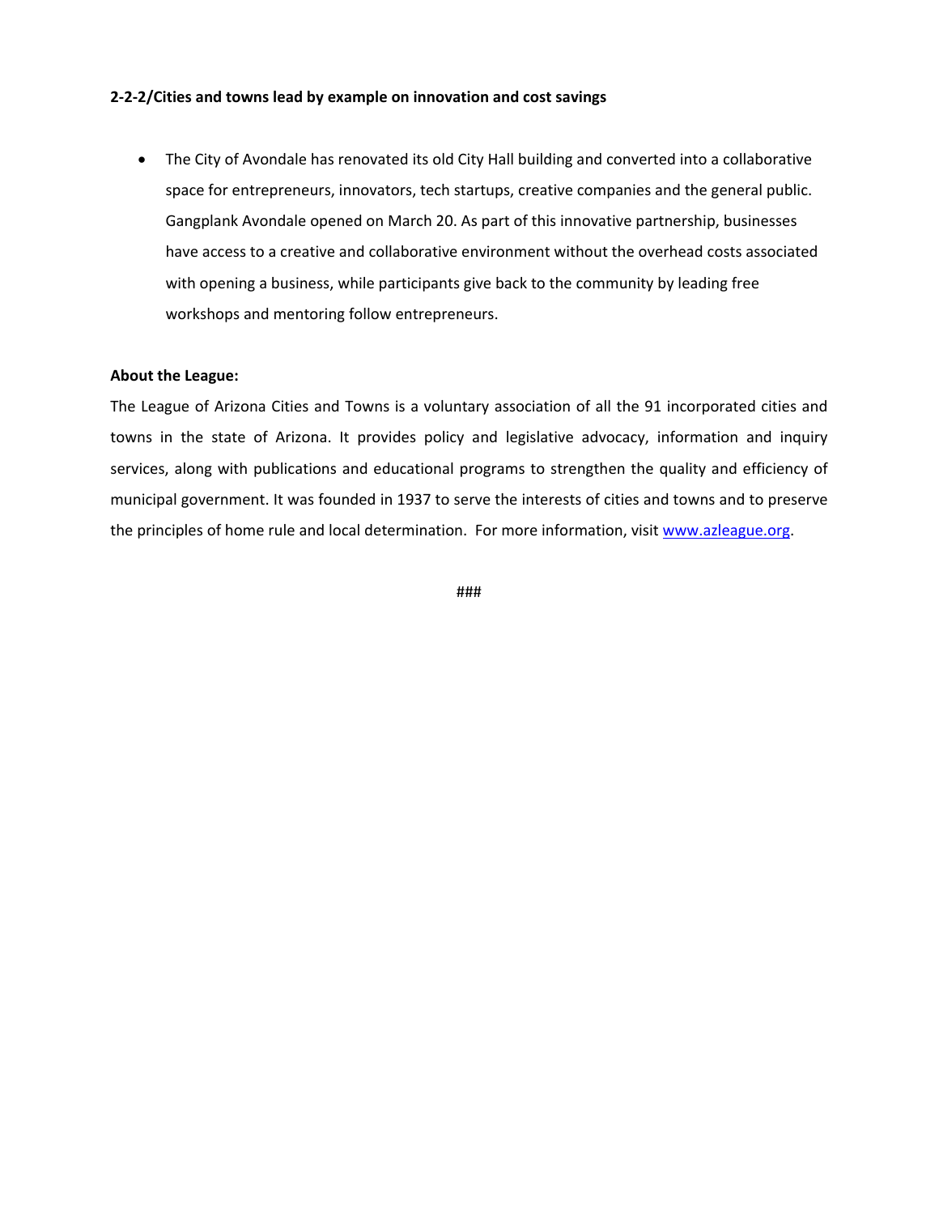**2-2-2/Cities and towns lead by example on innovation and cost savings**

- The City of Avondale has renovated its old City Hall building and converted into a collaborative space for entrepreneurs, innovators, tech startups, creative companies and the general public. Gangplank Avondale opened on March 20. As part of this innovative partnership, businesses have access to a creative and collaborative environment without the overhead costs associated with opening a business, while participants give back to the community by leading free workshops and mentoring follow entrepreneurs.

**About the League:**

The League of Arizona Cities and Towns is a voluntary association of all the 91 incorporated cities and towns in the state of Arizona. It provides policy and legislative advocacy, information and inquiry services, along with publications and educational programs to strengthen the quality and efficiency of municipal government. It was founded in 1937 to serve the interests of cities and towns and to preserve the principles of home rule and local determination. For more information, visit [www.azleague.org](http://www.azleague.org).

###